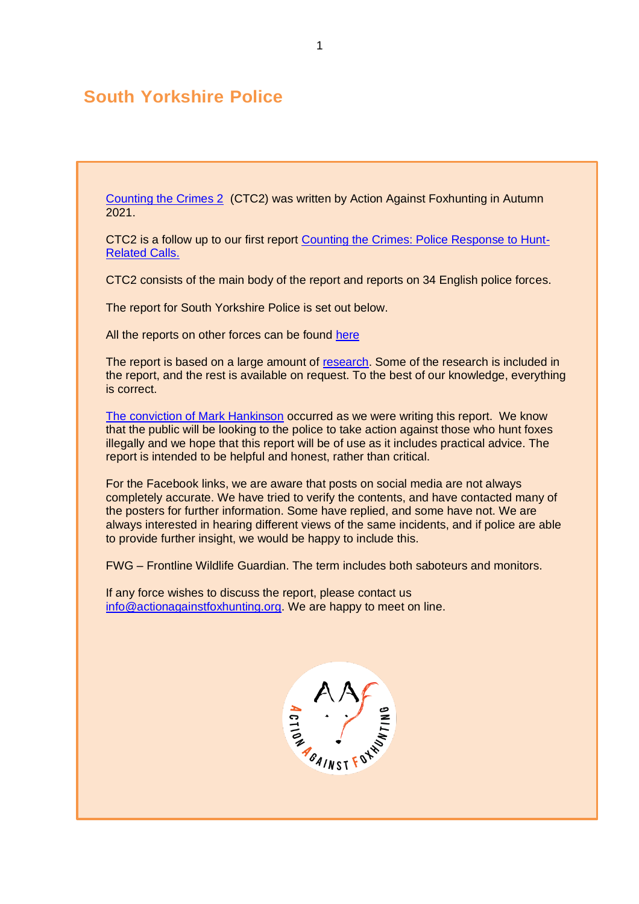# South Yorkshire Police

Counting the Crimes 2 (CTC2) was written by Action Against Foxhunting in Autumn 2021.

CTC2 is a follow up to our first report Counting the Crimes: Police Response to Hunt-Related Calls.

CTC2 consists of the main body of the report and reports on 34 English police forces.

The report for South Yorkshire Police is set out below.

All the reports on other forces can be found here

The report is based on a large amount of research. Some of the research is included in the report, and the rest is available on request. To the best of our knowledge, everything is correct.

The conviction of Mark Hankinson occurred as we were writing this report. We know that the public will be looking to the police to take action against those who hunt foxes illegally and we hope that this report will be of use as it includes practical advice. The report is intended to be helpful and honest, rather than critical.

For the Facebook links, we are aware that posts on social media are not always completely accurate. We have tried to verify the contents, and have contacted many of the posters for further information. Some have replied, and some have not. We are always interested in hearing different views of the same incidents, and if police are able to provide further insight, we would be happy to include this.

FWG – Frontline Wildlife Guardian. The term includes both saboteurs and monitors.

If any force wishes to discuss the report, please contact us info@actionagainstfoxhunting.org. We are happy to meet on line.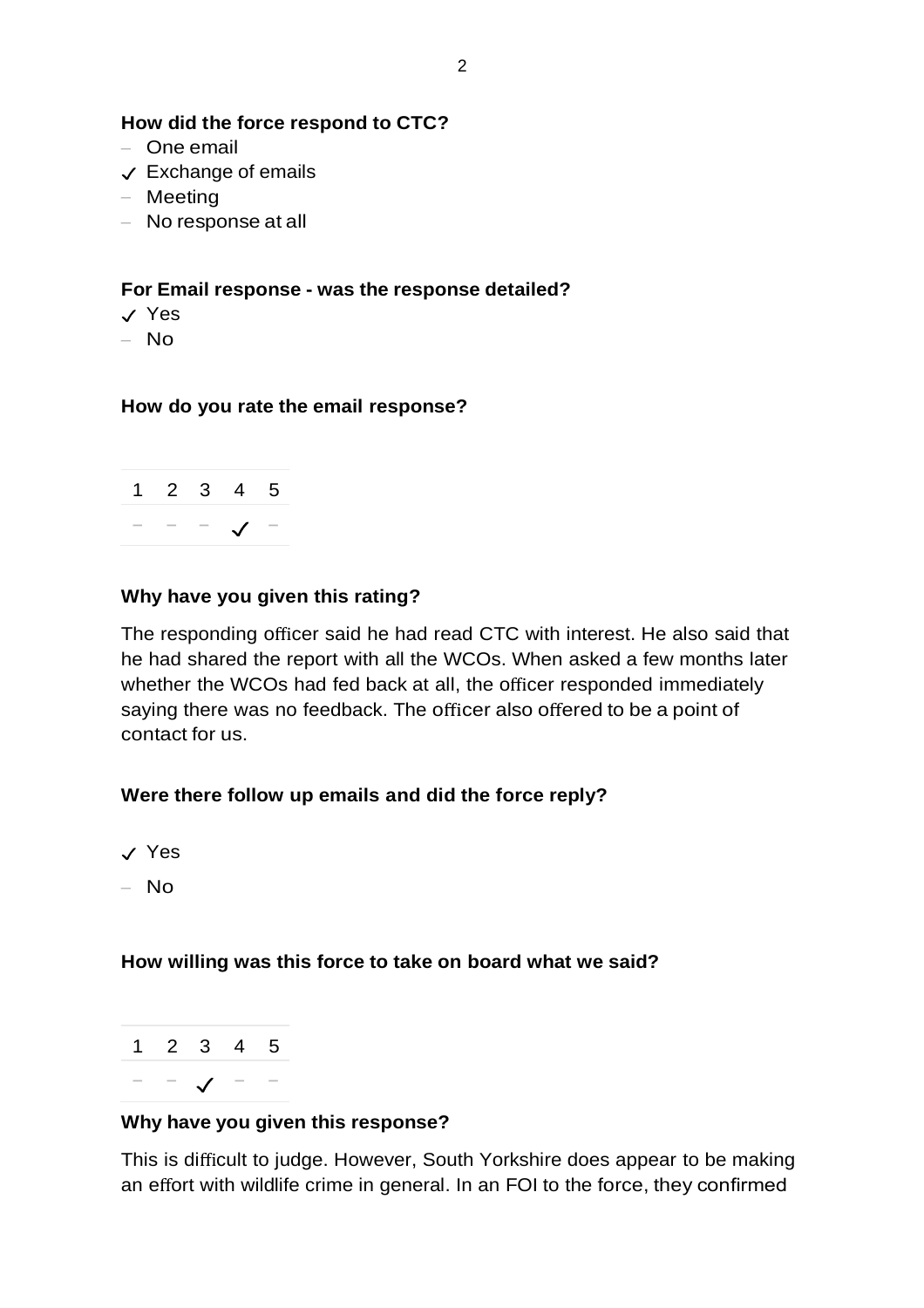**How did the force respond to CTC?**

- – One email
- ✓ Exchange of emails
- – Meeting
- – No response at all

**For Email response - was the response detailed?**

- ✓ Yes
- – No

**How do you rate the email response?**

| 1 | 2 | 3 | 4 | 5 |
|---|---|---|---|---|
| – | – | – | ✓ | – |

**Why have you given this rating?**

The responding officer said he had read CTC with interest. He also said that he had shared the report with all the WCOs. When asked a few months later whether the WCOs had fed back at all, the officer responded immediately saying there was no feedback. The officer also offered to be a point of contact for us.

**Were there follow up emails and did the force reply?**

- ✓ Yes
- – No

**How willing was this force to take on board what we said?**

| 1 | 2 | 3 | 4 | 5 |
|---|---|---|---|---|
| – | – | ✓ | – | – |

**Why have you given this response?**

This is difficult to judge. However, South Yorkshire does appear to be making an effort with wildlife crime in general. In an FOI to the force, they confirmed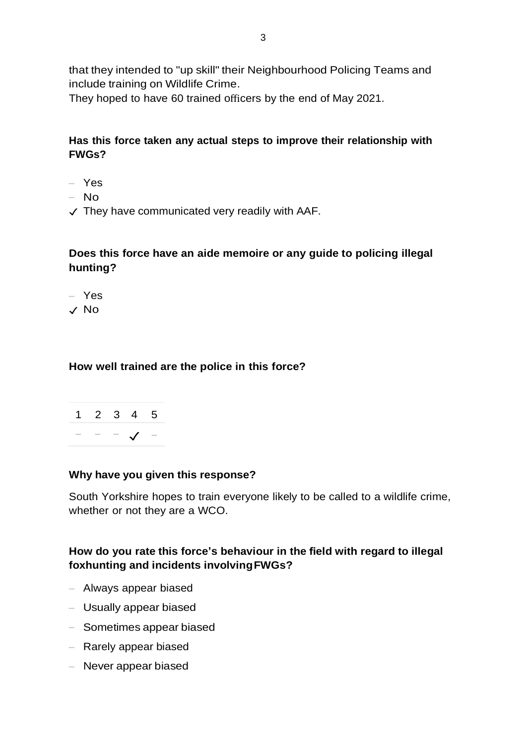that they intended to "up skill" their Neighbourhood Policing Teams and include training on Wildlife Crime.
They hoped to have 60 trained officers by the end of May 2021.

**Has this force taken any actual steps to improve their relationship with FWGs?**

- – Yes
- – No
- ✓ They have communicated very readily with AAF.

**Does this force have an aide memoire or any guide to policing illegal hunting?**

- – Yes
- ✓ No

**How well trained are the police in this force?**

| 1 | 2 | 3 | 4 | 5 |
|---|---|---|---|---|
| – | – | – | ✓ | – |

**Why have you given this response?**

South Yorkshire hopes to train everyone likely to be called to a wildlife crime, whether or not they are a WCO.

**How do you rate this force's behaviour in the field with regard to illegal foxhunting and incidents involving FWGs?**

- – Always appear biased
- – Usually appear biased
- – Sometimes appear biased
- – Rarely appear biased
- – Never appear biased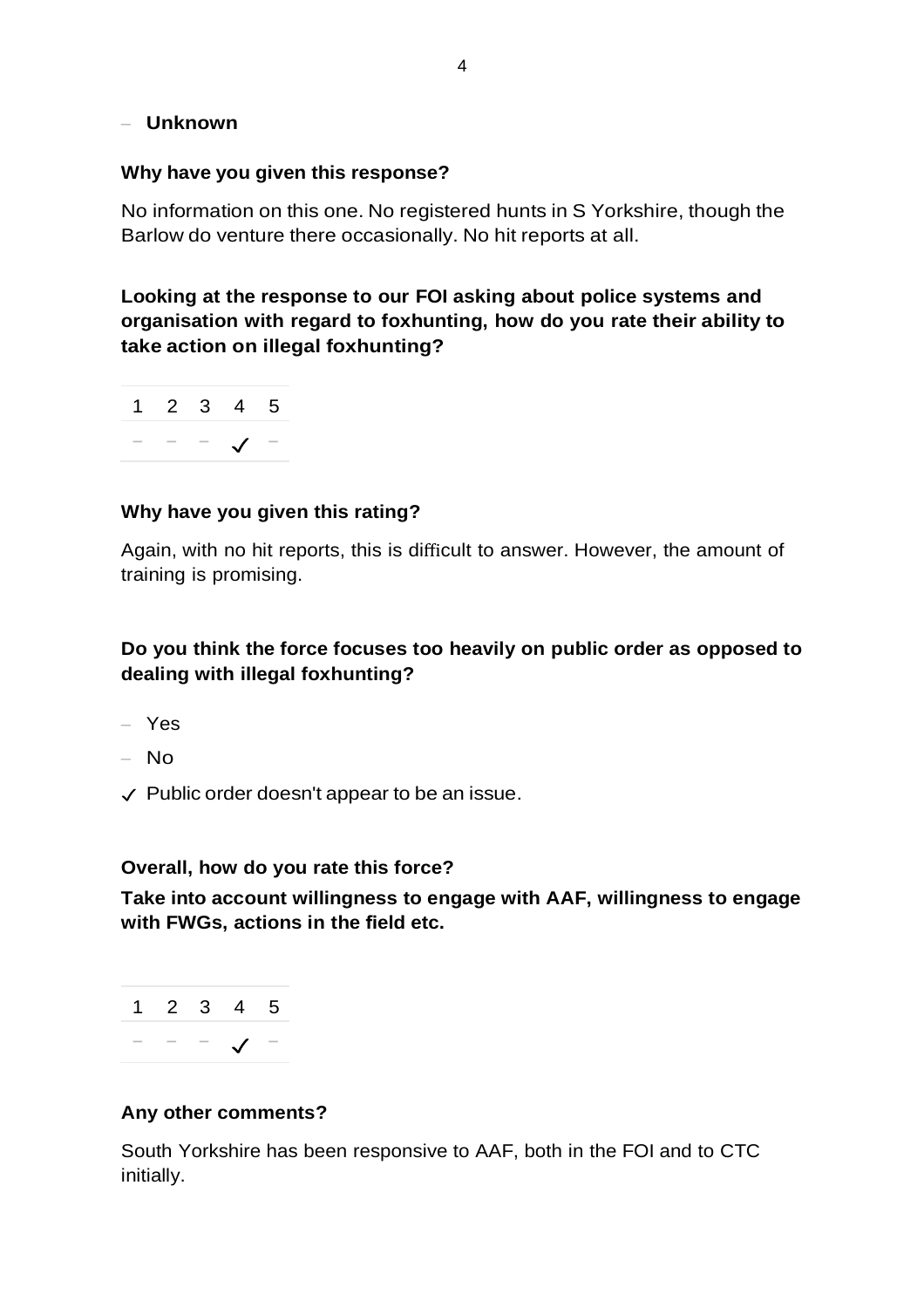- **Unknown**

**Why have you given this response?**

No information on this one. No registered hunts in S Yorkshire, though the Barlow do venture there occasionally. No hit reports at all.

**Looking at the response to our FOI asking about police systems and organisation with regard to foxhunting, how do you rate their ability to take action on illegal foxhunting?**

| 1 | 2 | 3 | 4 | 5 |
|---|---|---|---|---|
| – | – | – | ✓ | – |

**Why have you given this rating?**

Again, with no hit reports, this is difficult to answer. However, the amount of training is promising.

**Do you think the force focuses too heavily on public order as opposed to dealing with illegal foxhunting?**

- Yes
- No
- ✓ Public order doesn't appear to be an issue.

**Overall, how do you rate this force?**

**Take into account willingness to engage with AAF, willingness to engage with FWGs, actions in the field etc.**

| 1 | 2 | 3 | 4 | 5 |
|---|---|---|---|---|
| – | – | – | ✓ | – |

**Any other comments?**

South Yorkshire has been responsive to AAF, both in the FOI and to CTC initially.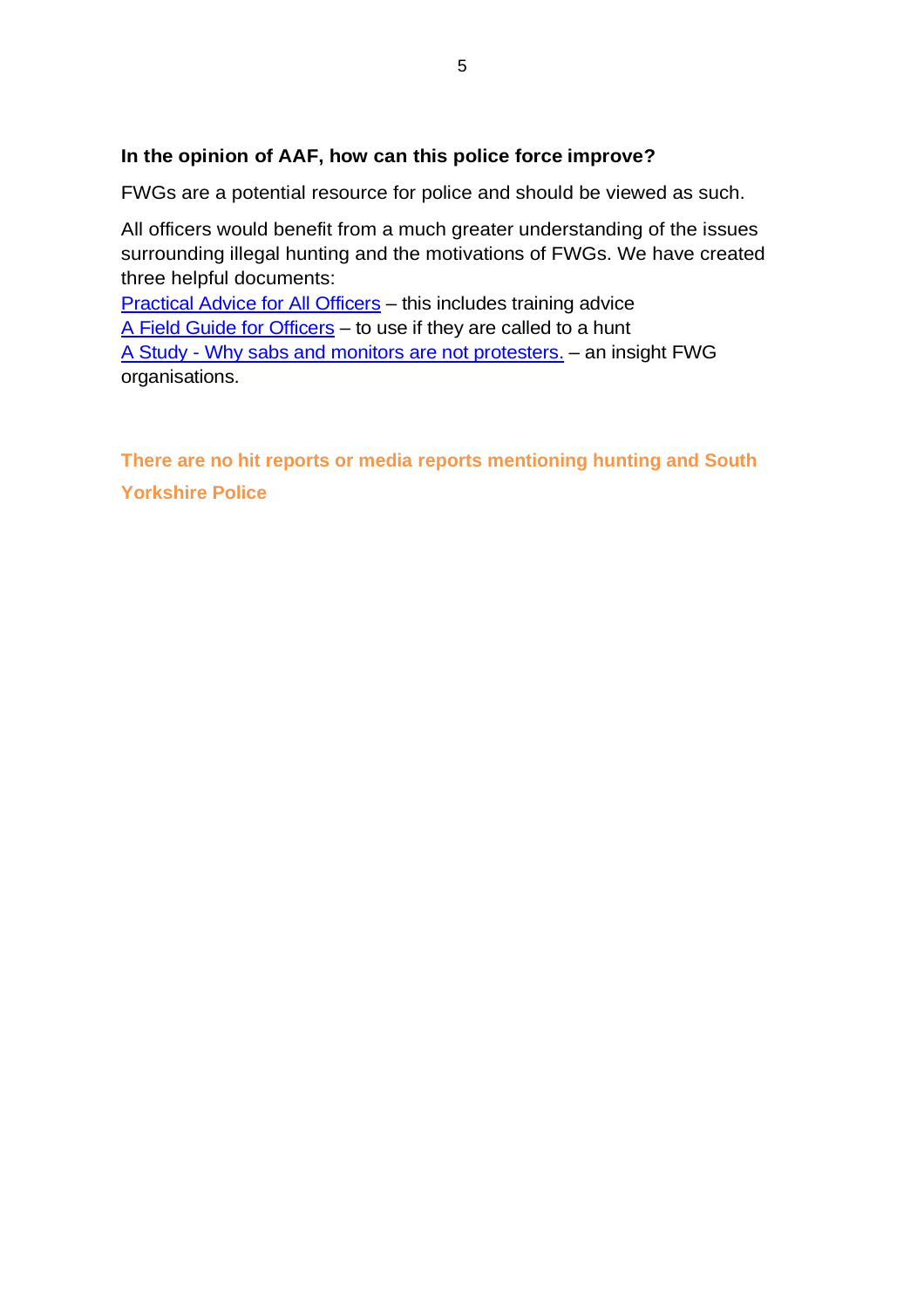**In the opinion of AAF, how can this police force improve?**

FWGs are a potential resource for police and should be viewed as such.

All officers would benefit from a much greater understanding of the issues surrounding illegal hunting and the motivations of FWGs. We have created three helpful documents:

Practical Advice for All Officers – this includes training advice
A Field Guide for Officers – to use if they are called to a hunt
A Study - Why sabs and monitors are not protesters. – an insight FWG organisations.

**There are no hit reports or media reports mentioning hunting and South Yorkshire Police**